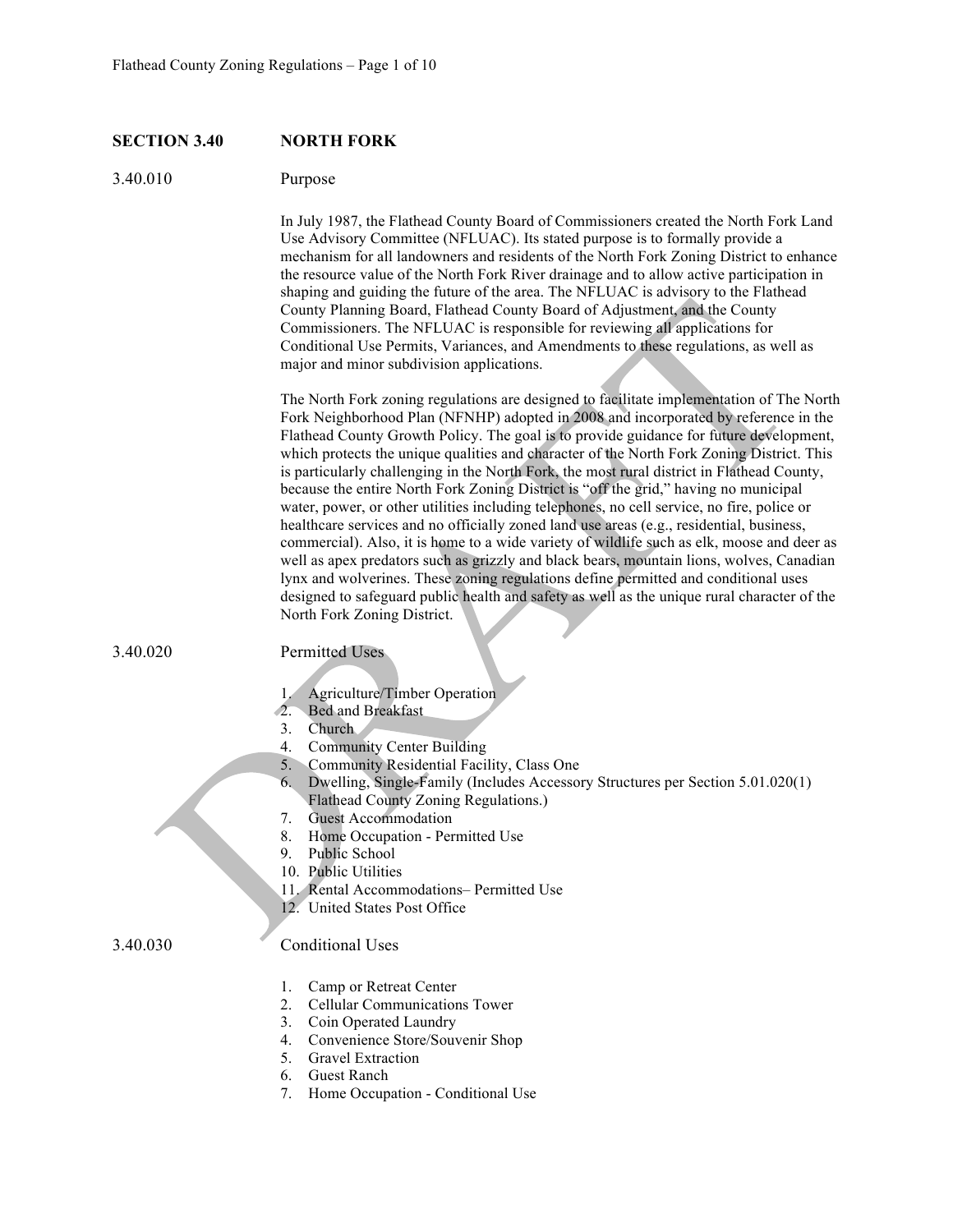## SECTION 3.40 NORTH FORK

### 3.40.010 Purpose

In July 1987, the Flathead County Board of Commissioners created the North Fork Land Use Advisory Committee (NFLUAC). Its stated purpose is to formally provide a mechanism for all landowners and residents of the North Fork Zoning District to enhance the resource value of the North Fork River drainage and to allow active participation in shaping and guiding the future of the area. The NFLUAC is advisory to the Flathead County Planning Board, Flathead County Board of Adjustment, and the County Commissioners. The NFLUAC is responsible for reviewing all applications for Conditional Use Permits, Variances, and Amendments to these regulations, as well as major and minor subdivision applications.

The North Fork zoning regulations are designed to facilitate implementation of The North Fork Neighborhood Plan (NFNHP) adopted in 2008 and incorporated by reference in the Flathead County Growth Policy. The goal is to provide guidance for future development, which protects the unique qualities and character of the North Fork Zoning District. This is particularly challenging in the North Fork, the most rural district in Flathead County, because the entire North Fork Zoning District is "off the grid," having no municipal water, power, or other utilities including telephones, no cell service, no fire, police or healthcare services and no officially zoned land use areas (e.g., residential, business, commercial). Also, it is home to a wide variety of wildlife such as elk, moose and deer as well as apex predators such as grizzly and black bears, mountain lions, wolves, Canadian lynx and wolverines. These zoning regulations define permitted and conditional uses designed to safeguard public health and safety as well as the unique rural character of the North Fork Zoning District.

### 3.40.020 Permitted Uses

1. Agriculture/Timber Operation
2. Bed and Breakfast
3. Church
4. Community Center Building
5. Community Residential Facility, Class One
6. Dwelling, Single-Family (Includes Accessory Structures per Section 5.01.020(1) Flathead County Zoning Regulations.)
7. Guest Accommodation
8. Home Occupation - Permitted Use
9. Public School
10. Public Utilities
11. Rental Accommodations– Permitted Use
12. United States Post Office

### 3.40.030 Conditional Uses

1. Camp or Retreat Center
2. Cellular Communications Tower
3. Coin Operated Laundry
4. Convenience Store/Souvenir Shop
5. Gravel Extraction
6. Guest Ranch
7. Home Occupation - Conditional Use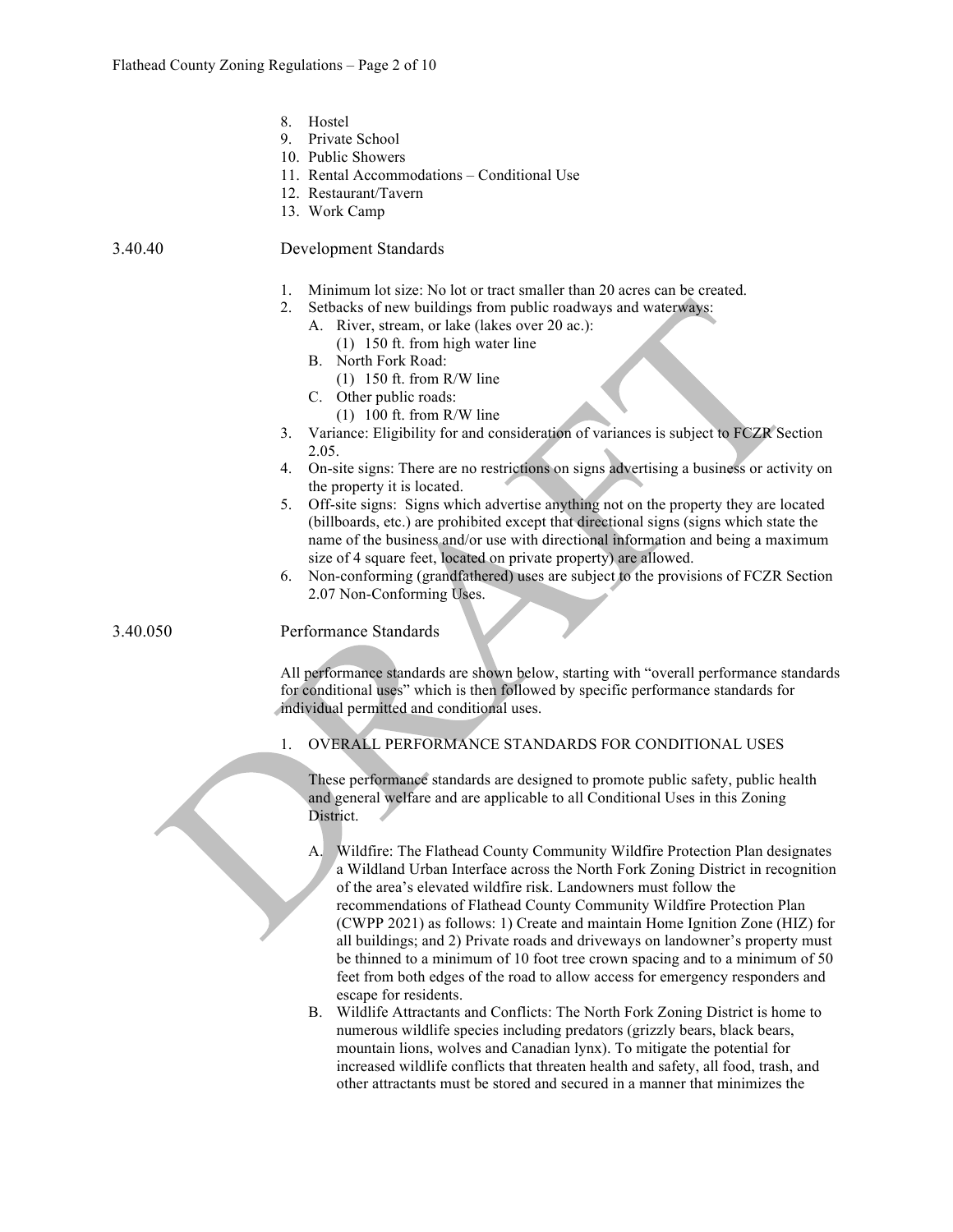8. Hostel
9. Private School
10. Public Showers
11. Rental Accommodations – Conditional Use
12. Restaurant/Tavern
13. Work Camp

## 3.40.40 Development Standards

1. Minimum lot size: No lot or tract smaller than 20 acres can be created.
2. Setbacks of new buildings from public roadways and waterways:
   - A. River, stream, or lake (lakes over 20 ac.):
     - (1) 150 ft. from high water line
   - B. North Fork Road:
     - (1) 150 ft. from R/W line
   - C. Other public roads:
     - (1) 100 ft. from R/W line
3. Variance: Eligibility for and consideration of variances is subject to FCZR Section 2.05.
4. On-site signs: There are no restrictions on signs advertising a business or activity on the property it is located.
5. Off-site signs: Signs which advertise anything not on the property they are located (billboards, etc.) are prohibited except that directional signs (signs which state the name of the business and/or use with directional information and being a maximum size of 4 square feet, located on private property) are allowed.
6. Non-conforming (grandfathered) uses are subject to the provisions of FCZR Section 2.07 Non-Conforming Uses.

## 3.40.050 Performance Standards

All performance standards are shown below, starting with "overall performance standards for conditional uses" which is then followed by specific performance standards for individual permitted and conditional uses.

1. OVERALL PERFORMANCE STANDARDS FOR CONDITIONAL USES

   These performance standards are designed to promote public safety, public health and general welfare and are applicable to all Conditional Uses in this Zoning District.

   - A. Wildfire: The Flathead County Community Wildfire Protection Plan designates a Wildland Urban Interface across the North Fork Zoning District in recognition of the area's elevated wildfire risk. Landowners must follow the recommendations of Flathead County Community Wildfire Protection Plan (CWPP 2021) as follows: 1) Create and maintain Home Ignition Zone (HIZ) for all buildings; and 2) Private roads and driveways on landowner's property must be thinned to a minimum of 10 foot tree crown spacing and to a minimum of 50 feet from both edges of the road to allow access for emergency responders and escape for residents.
   - B. Wildlife Attractants and Conflicts: The North Fork Zoning District is home to numerous wildlife species including predators (grizzly bears, black bears, mountain lions, wolves and Canadian lynx). To mitigate the potential for increased wildlife conflicts that threaten health and safety, all food, trash, and other attractants must be stored and secured in a manner that minimizes the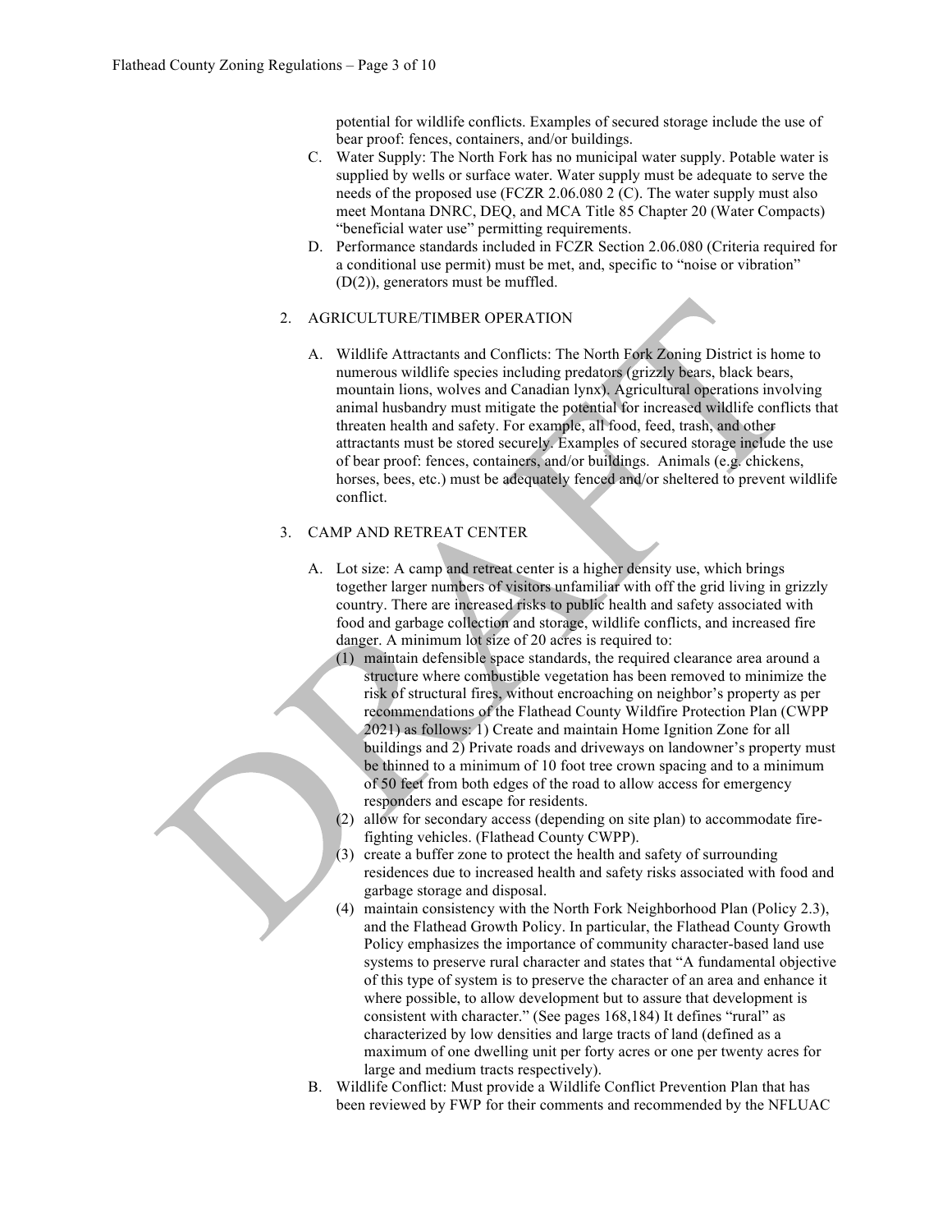potential for wildlife conflicts. Examples of secured storage include the use of bear proof: fences, containers, and/or buildings.

C. Water Supply: The North Fork has no municipal water supply. Potable water is supplied by wells or surface water. Water supply must be adequate to serve the needs of the proposed use (FCZR 2.06.080 2 (C). The water supply must also meet Montana DNRC, DEQ, and MCA Title 85 Chapter 20 (Water Compacts) "beneficial water use" permitting requirements.

D. Performance standards included in FCZR Section 2.06.080 (Criteria required for a conditional use permit) must be met, and, specific to "noise or vibration" (D(2)), generators must be muffled.

2. AGRICULTURE/TIMBER OPERATION

   A. Wildlife Attractants and Conflicts: The North Fork Zoning District is home to numerous wildlife species including predators (grizzly bears, black bears, mountain lions, wolves and Canadian lynx). Agricultural operations involving animal husbandry must mitigate the potential for increased wildlife conflicts that threaten health and safety. For example, all food, feed, trash, and other attractants must be stored securely. Examples of secured storage include the use of bear proof: fences, containers, and/or buildings. Animals (e.g. chickens, horses, bees, etc.) must be adequately fenced and/or sheltered to prevent wildlife conflict.

3. CAMP AND RETREAT CENTER

   A. Lot size: A camp and retreat center is a higher density use, which brings together larger numbers of visitors unfamiliar with off the grid living in grizzly country. There are increased risks to public health and safety associated with food and garbage collection and storage, wildlife conflicts, and increased fire danger. A minimum lot size of 20 acres is required to:
      (1) maintain defensible space standards, the required clearance area around a structure where combustible vegetation has been removed to minimize the risk of structural fires, without encroaching on neighbor's property as per recommendations of the Flathead County Wildfire Protection Plan (CWPP 2021) as follows: 1) Create and maintain Home Ignition Zone for all buildings and 2) Private roads and driveways on landowner's property must be thinned to a minimum of 10 foot tree crown spacing and to a minimum of 50 feet from both edges of the road to allow access for emergency responders and escape for residents.
      (2) allow for secondary access (depending on site plan) to accommodate fire-fighting vehicles. (Flathead County CWPP).
      (3) create a buffer zone to protect the health and safety of surrounding residences due to increased health and safety risks associated with food and garbage storage and disposal.
      (4) maintain consistency with the North Fork Neighborhood Plan (Policy 2.3), and the Flathead Growth Policy. In particular, the Flathead County Growth Policy emphasizes the importance of community character-based land use systems to preserve rural character and states that "A fundamental objective of this type of system is to preserve the character of an area and enhance it where possible, to allow development but to assure that development is consistent with character." (See pages 168,184) It defines "rural" as characterized by low densities and large tracts of land (defined as a maximum of one dwelling unit per forty acres or one per twenty acres for large and medium tracts respectively).

   B. Wildlife Conflict: Must provide a Wildlife Conflict Prevention Plan that has been reviewed by FWP for their comments and recommended by the NFLUAC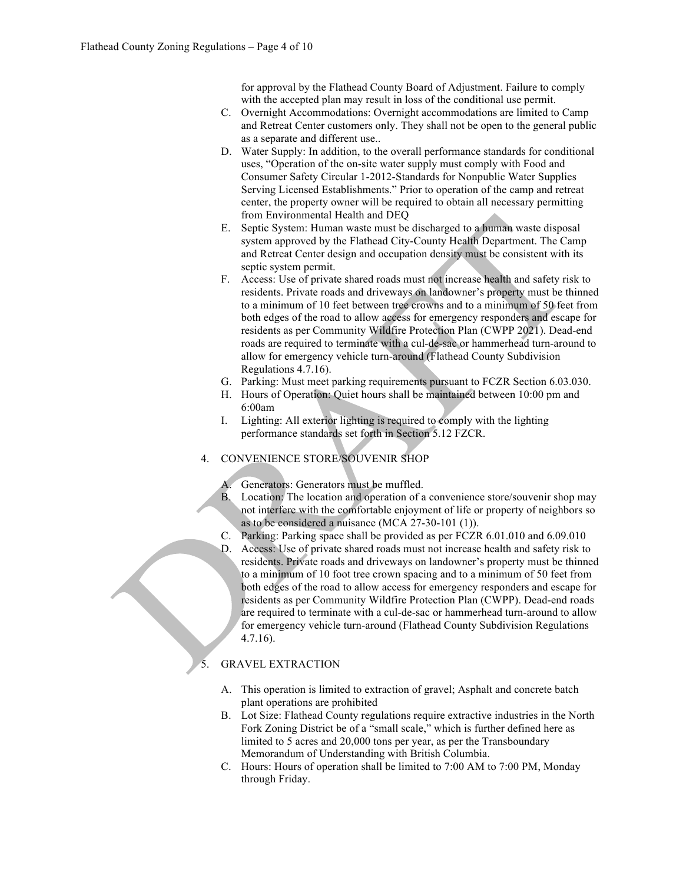for approval by the Flathead County Board of Adjustment. Failure to comply with the accepted plan may result in loss of the conditional use permit.

C. Overnight Accommodations: Overnight accommodations are limited to Camp and Retreat Center customers only. They shall not be open to the general public as a separate and different use..

D. Water Supply: In addition, to the overall performance standards for conditional uses, "Operation of the on-site water supply must comply with Food and Consumer Safety Circular 1-2012-Standards for Nonpublic Water Supplies Serving Licensed Establishments." Prior to operation of the camp and retreat center, the property owner will be required to obtain all necessary permitting from Environmental Health and DEQ

E. Septic System: Human waste must be discharged to a human waste disposal system approved by the Flathead City-County Health Department. The Camp and Retreat Center design and occupation density must be consistent with its septic system permit.

F. Access: Use of private shared roads must not increase health and safety risk to residents. Private roads and driveways on landowner's property must be thinned to a minimum of 10 feet between tree crowns and to a minimum of 50 feet from both edges of the road to allow access for emergency responders and escape for residents as per Community Wildfire Protection Plan (CWPP 2021). Dead-end roads are required to terminate with a cul-de-sac or hammerhead turn-around to allow for emergency vehicle turn-around (Flathead County Subdivision Regulations 4.7.16).

G. Parking: Must meet parking requirements pursuant to FCZR Section 6.03.030.

H. Hours of Operation: Quiet hours shall be maintained between 10:00 pm and 6:00am

I. Lighting: All exterior lighting is required to comply with the lighting performance standards set forth in Section 5.12 FZCR.

4. CONVENIENCE STORE/SOUVENIR SHOP

A. Generators: Generators must be muffled.

B. Location: The location and operation of a convenience store/souvenir shop may not interfere with the comfortable enjoyment of life or property of neighbors so as to be considered a nuisance (MCA 27-30-101 (1)).

C. Parking: Parking space shall be provided as per FCZR 6.01.010 and 6.09.010

D. Access: Use of private shared roads must not increase health and safety risk to residents. Private roads and driveways on landowner's property must be thinned to a minimum of 10 foot tree crown spacing and to a minimum of 50 feet from both edges of the road to allow access for emergency responders and escape for residents as per Community Wildfire Protection Plan (CWPP). Dead-end roads are required to terminate with a cul-de-sac or hammerhead turn-around to allow for emergency vehicle turn-around (Flathead County Subdivision Regulations 4.7.16).

5. GRAVEL EXTRACTION

A. This operation is limited to extraction of gravel; Asphalt and concrete batch plant operations are prohibited

B. Lot Size: Flathead County regulations require extractive industries in the North Fork Zoning District be of a "small scale," which is further defined here as limited to 5 acres and 20,000 tons per year, as per the Transboundary Memorandum of Understanding with British Columbia.

C. Hours: Hours of operation shall be limited to 7:00 AM to 7:00 PM, Monday through Friday.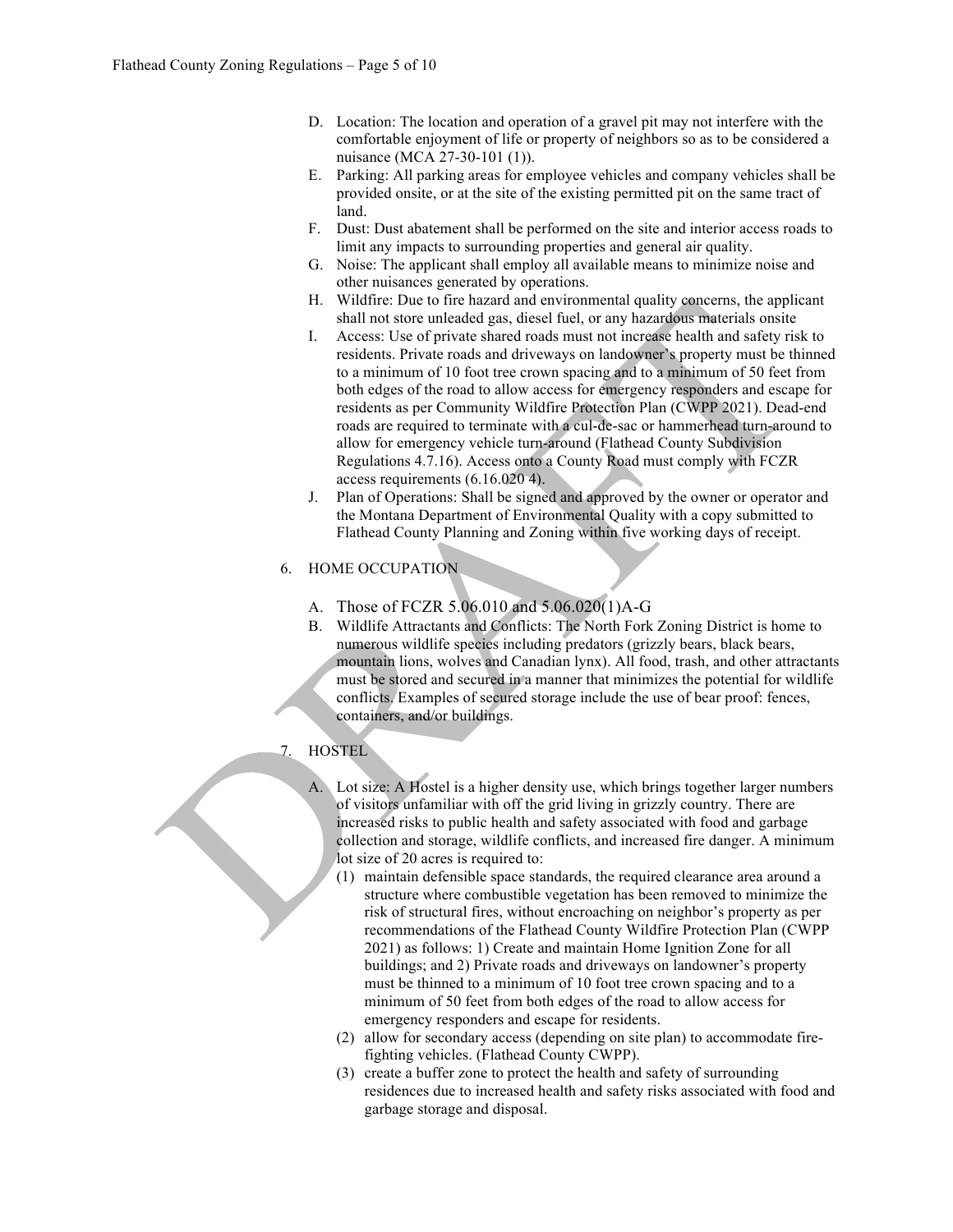D. Location: The location and operation of a gravel pit may not interfere with the comfortable enjoyment of life or property of neighbors so as to be considered a nuisance (MCA 27-30-101 (1)).

E. Parking: All parking areas for employee vehicles and company vehicles shall be provided onsite, or at the site of the existing permitted pit on the same tract of land.

F. Dust: Dust abatement shall be performed on the site and interior access roads to limit any impacts to surrounding properties and general air quality.

G. Noise: The applicant shall employ all available means to minimize noise and other nuisances generated by operations.

H. Wildfire: Due to fire hazard and environmental quality concerns, the applicant shall not store unleaded gas, diesel fuel, or any hazardous materials onsite

I. Access: Use of private shared roads must not increase health and safety risk to residents. Private roads and driveways on landowner's property must be thinned to a minimum of 10 foot tree crown spacing and to a minimum of 50 feet from both edges of the road to allow access for emergency responders and escape for residents as per Community Wildfire Protection Plan (CWPP 2021). Dead-end roads are required to terminate with a cul-de-sac or hammerhead turn-around to allow for emergency vehicle turn-around (Flathead County Subdivision Regulations 4.7.16). Access onto a County Road must comply with FCZR access requirements (6.16.020 4).

J. Plan of Operations: Shall be signed and approved by the owner or operator and the Montana Department of Environmental Quality with a copy submitted to Flathead County Planning and Zoning within five working days of receipt.

6. HOME OCCUPATION

   A. Those of FCZR 5.06.010 and 5.06.020(1)A-G

   B. Wildlife Attractants and Conflicts: The North Fork Zoning District is home to numerous wildlife species including predators (grizzly bears, black bears, mountain lions, wolves and Canadian lynx). All food, trash, and other attractants must be stored and secured in a manner that minimizes the potential for wildlife conflicts. Examples of secured storage include the use of bear proof: fences, containers, and/or buildings.

7. HOSTEL

   A. Lot size: A Hostel is a higher density use, which brings together larger numbers of visitors unfamiliar with off the grid living in grizzly country. There are increased risks to public health and safety associated with food and garbage collection and storage, wildlife conflicts, and increased fire danger. A minimum lot size of 20 acres is required to:

      (1) maintain defensible space standards, the required clearance area around a structure where combustible vegetation has been removed to minimize the risk of structural fires, without encroaching on neighbor's property as per recommendations of the Flathead County Wildfire Protection Plan (CWPP 2021) as follows: 1) Create and maintain Home Ignition Zone for all buildings; and 2) Private roads and driveways on landowner's property must be thinned to a minimum of 10 foot tree crown spacing and to a minimum of 50 feet from both edges of the road to allow access for emergency responders and escape for residents.

      (2) allow for secondary access (depending on site plan) to accommodate fire-fighting vehicles. (Flathead County CWPP).

      (3) create a buffer zone to protect the health and safety of surrounding residences due to increased health and safety risks associated with food and garbage storage and disposal.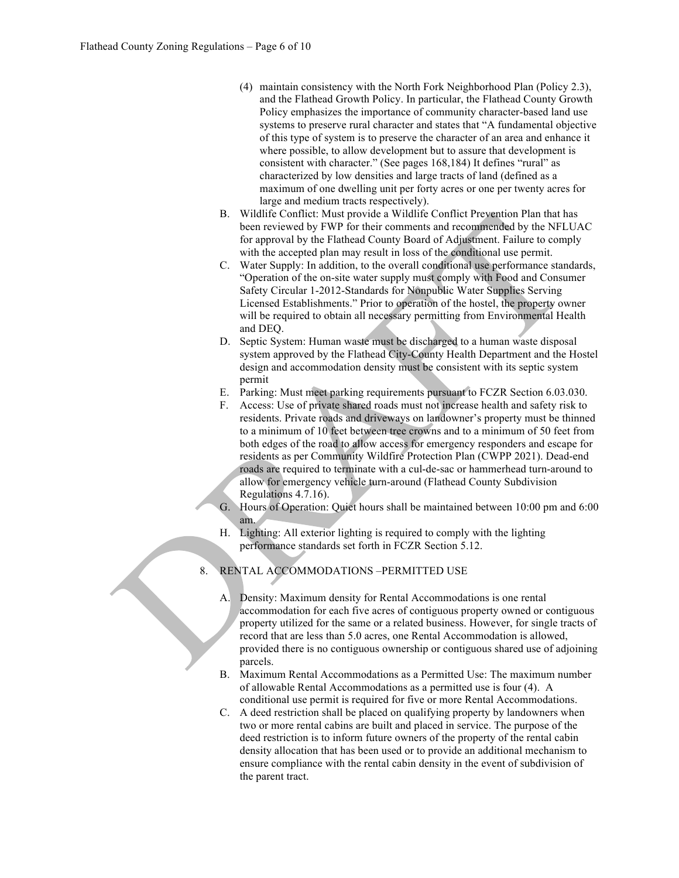(4) maintain consistency with the North Fork Neighborhood Plan (Policy 2.3), and the Flathead Growth Policy. In particular, the Flathead County Growth Policy emphasizes the importance of community character-based land use systems to preserve rural character and states that "A fundamental objective of this type of system is to preserve the character of an area and enhance it where possible, to allow development but to assure that development is consistent with character." (See pages 168,184) It defines "rural" as characterized by low densities and large tracts of land (defined as a maximum of one dwelling unit per forty acres or one per twenty acres for large and medium tracts respectively).

B. Wildlife Conflict: Must provide a Wildlife Conflict Prevention Plan that has been reviewed by FWP for their comments and recommended by the NFLUAC for approval by the Flathead County Board of Adjustment. Failure to comply with the accepted plan may result in loss of the conditional use permit.

C. Water Supply: In addition, to the overall conditional use performance standards, "Operation of the on-site water supply must comply with Food and Consumer Safety Circular 1-2012-Standards for Nonpublic Water Supplies Serving Licensed Establishments." Prior to operation of the hostel, the property owner will be required to obtain all necessary permitting from Environmental Health and DEQ.

D. Septic System: Human waste must be discharged to a human waste disposal system approved by the Flathead City-County Health Department and the Hostel design and accommodation density must be consistent with its septic system permit

E. Parking: Must meet parking requirements pursuant to FCZR Section 6.03.030.

F. Access: Use of private shared roads must not increase health and safety risk to residents. Private roads and driveways on landowner's property must be thinned to a minimum of 10 feet between tree crowns and to a minimum of 50 feet from both edges of the road to allow access for emergency responders and escape for residents as per Community Wildfire Protection Plan (CWPP 2021). Dead-end roads are required to terminate with a cul-de-sac or hammerhead turn-around to allow for emergency vehicle turn-around (Flathead County Subdivision Regulations 4.7.16).

G. Hours of Operation: Quiet hours shall be maintained between 10:00 pm and 6:00 am.

H. Lighting: All exterior lighting is required to comply with the lighting performance standards set forth in FCZR Section 5.12.

8. RENTAL ACCOMMODATIONS –PERMITTED USE

A. Density: Maximum density for Rental Accommodations is one rental accommodation for each five acres of contiguous property owned or contiguous property utilized for the same or a related business. However, for single tracts of record that are less than 5.0 acres, one Rental Accommodation is allowed, provided there is no contiguous ownership or contiguous shared use of adjoining parcels.

B. Maximum Rental Accommodations as a Permitted Use: The maximum number of allowable Rental Accommodations as a permitted use is four (4). A conditional use permit is required for five or more Rental Accommodations.

C. A deed restriction shall be placed on qualifying property by landowners when two or more rental cabins are built and placed in service. The purpose of the deed restriction is to inform future owners of the property of the rental cabin density allocation that has been used or to provide an additional mechanism to ensure compliance with the rental cabin density in the event of subdivision of the parent tract.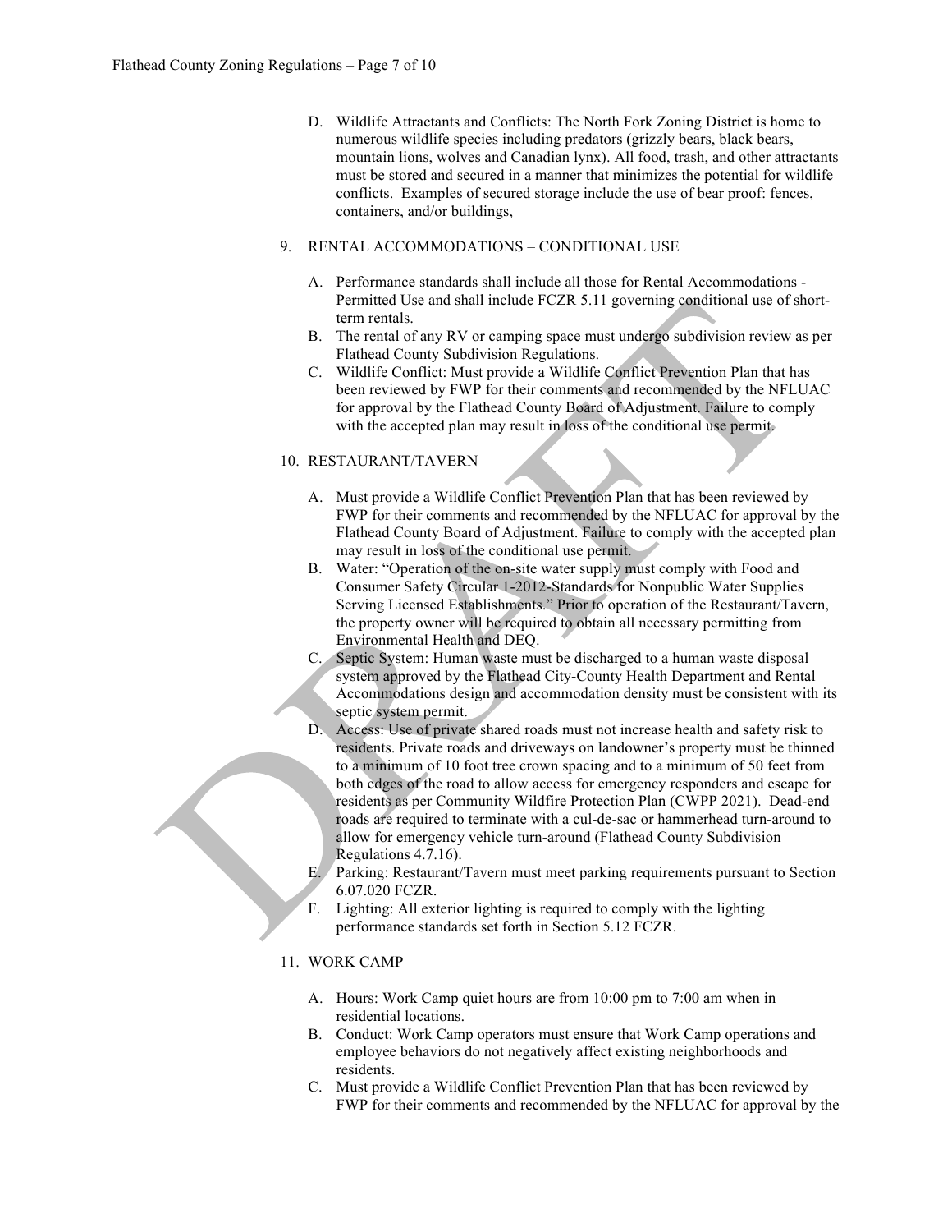D. Wildlife Attractants and Conflicts: The North Fork Zoning District is home to numerous wildlife species including predators (grizzly bears, black bears, mountain lions, wolves and Canadian lynx). All food, trash, and other attractants must be stored and secured in a manner that minimizes the potential for wildlife conflicts. Examples of secured storage include the use of bear proof: fences, containers, and/or buildings,

9. RENTAL ACCOMMODATIONS – CONDITIONAL USE

   A. Performance standards shall include all those for Rental Accommodations - Permitted Use and shall include FCZR 5.11 governing conditional use of short-term rentals.
   B. The rental of any RV or camping space must undergo subdivision review as per Flathead County Subdivision Regulations.
   C. Wildlife Conflict: Must provide a Wildlife Conflict Prevention Plan that has been reviewed by FWP for their comments and recommended by the NFLUAC for approval by the Flathead County Board of Adjustment. Failure to comply with the accepted plan may result in loss of the conditional use permit.

10. RESTAURANT/TAVERN

   A. Must provide a Wildlife Conflict Prevention Plan that has been reviewed by FWP for their comments and recommended by the NFLUAC for approval by the Flathead County Board of Adjustment. Failure to comply with the accepted plan may result in loss of the conditional use permit.
   B. Water: "Operation of the on-site water supply must comply with Food and Consumer Safety Circular 1-2012-Standards for Nonpublic Water Supplies Serving Licensed Establishments." Prior to operation of the Restaurant/Tavern, the property owner will be required to obtain all necessary permitting from Environmental Health and DEQ.
   C. Septic System: Human waste must be discharged to a human waste disposal system approved by the Flathead City-County Health Department and Rental Accommodations design and accommodation density must be consistent with its septic system permit.
   D. Access: Use of private shared roads must not increase health and safety risk to residents. Private roads and driveways on landowner's property must be thinned to a minimum of 10 foot tree crown spacing and to a minimum of 50 feet from both edges of the road to allow access for emergency responders and escape for residents as per Community Wildfire Protection Plan (CWPP 2021). Dead-end roads are required to terminate with a cul-de-sac or hammerhead turn-around to allow for emergency vehicle turn-around (Flathead County Subdivision Regulations 4.7.16).
   E. Parking: Restaurant/Tavern must meet parking requirements pursuant to Section 6.07.020 FCZR.
   F. Lighting: All exterior lighting is required to comply with the lighting performance standards set forth in Section 5.12 FCZR.

11. WORK CAMP

   A. Hours: Work Camp quiet hours are from 10:00 pm to 7:00 am when in residential locations.
   B. Conduct: Work Camp operators must ensure that Work Camp operations and employee behaviors do not negatively affect existing neighborhoods and residents.
   C. Must provide a Wildlife Conflict Prevention Plan that has been reviewed by FWP for their comments and recommended by the NFLUAC for approval by the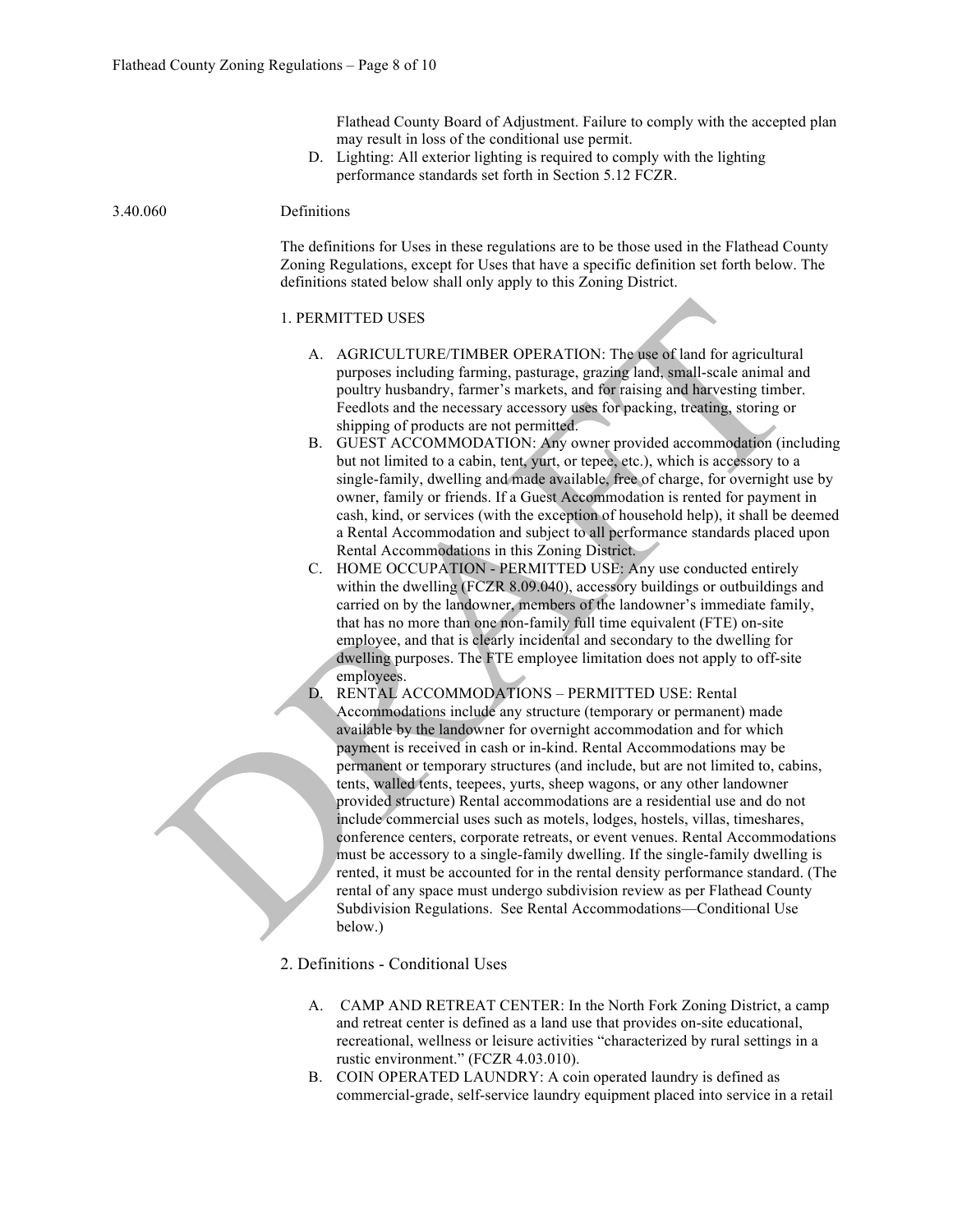Flathead County Board of Adjustment. Failure to comply with the accepted plan may result in loss of the conditional use permit.

D. Lighting: All exterior lighting is required to comply with the lighting performance standards set forth in Section 5.12 FCZR.

3.40.060 Definitions

The definitions for Uses in these regulations are to be those used in the Flathead County Zoning Regulations, except for Uses that have a specific definition set forth below. The definitions stated below shall only apply to this Zoning District.

1. PERMITTED USES

A. AGRICULTURE/TIMBER OPERATION: The use of land for agricultural purposes including farming, pasturage, grazing land, small-scale animal and poultry husbandry, farmer's markets, and for raising and harvesting timber. Feedlots and the necessary accessory uses for packing, treating, storing or shipping of products are not permitted.

B. GUEST ACCOMMODATION: Any owner provided accommodation (including but not limited to a cabin, tent, yurt, or tepee, etc.), which is accessory to a single-family, dwelling and made available, free of charge, for overnight use by owner, family or friends. If a Guest Accommodation is rented for payment in cash, kind, or services (with the exception of household help), it shall be deemed a Rental Accommodation and subject to all performance standards placed upon Rental Accommodations in this Zoning District.

C. HOME OCCUPATION - PERMITTED USE: Any use conducted entirely within the dwelling (FCZR 8.09.040), accessory buildings or outbuildings and carried on by the landowner, members of the landowner's immediate family, that has no more than one non-family full time equivalent (FTE) on-site employee, and that is clearly incidental and secondary to the dwelling for dwelling purposes. The FTE employee limitation does not apply to off-site employees.

D. RENTAL ACCOMMODATIONS – PERMITTED USE: Rental Accommodations include any structure (temporary or permanent) made available by the landowner for overnight accommodation and for which payment is received in cash or in-kind. Rental Accommodations may be permanent or temporary structures (and include, but are not limited to, cabins, tents, walled tents, teepees, yurts, sheep wagons, or any other landowner provided structure) Rental accommodations are a residential use and do not include commercial uses such as motels, lodges, hostels, villas, timeshares, conference centers, corporate retreats, or event venues. Rental Accommodations must be accessory to a single-family dwelling. If the single-family dwelling is rented, it must be accounted for in the rental density performance standard. (The rental of any space must undergo subdivision review as per Flathead County Subdivision Regulations. See Rental Accommodations—Conditional Use below.)

2. Definitions - Conditional Uses

A. CAMP AND RETREAT CENTER: In the North Fork Zoning District, a camp and retreat center is defined as a land use that provides on-site educational, recreational, wellness or leisure activities "characterized by rural settings in a rustic environment." (FCZR 4.03.010).

B. COIN OPERATED LAUNDRY: A coin operated laundry is defined as commercial-grade, self-service laundry equipment placed into service in a retail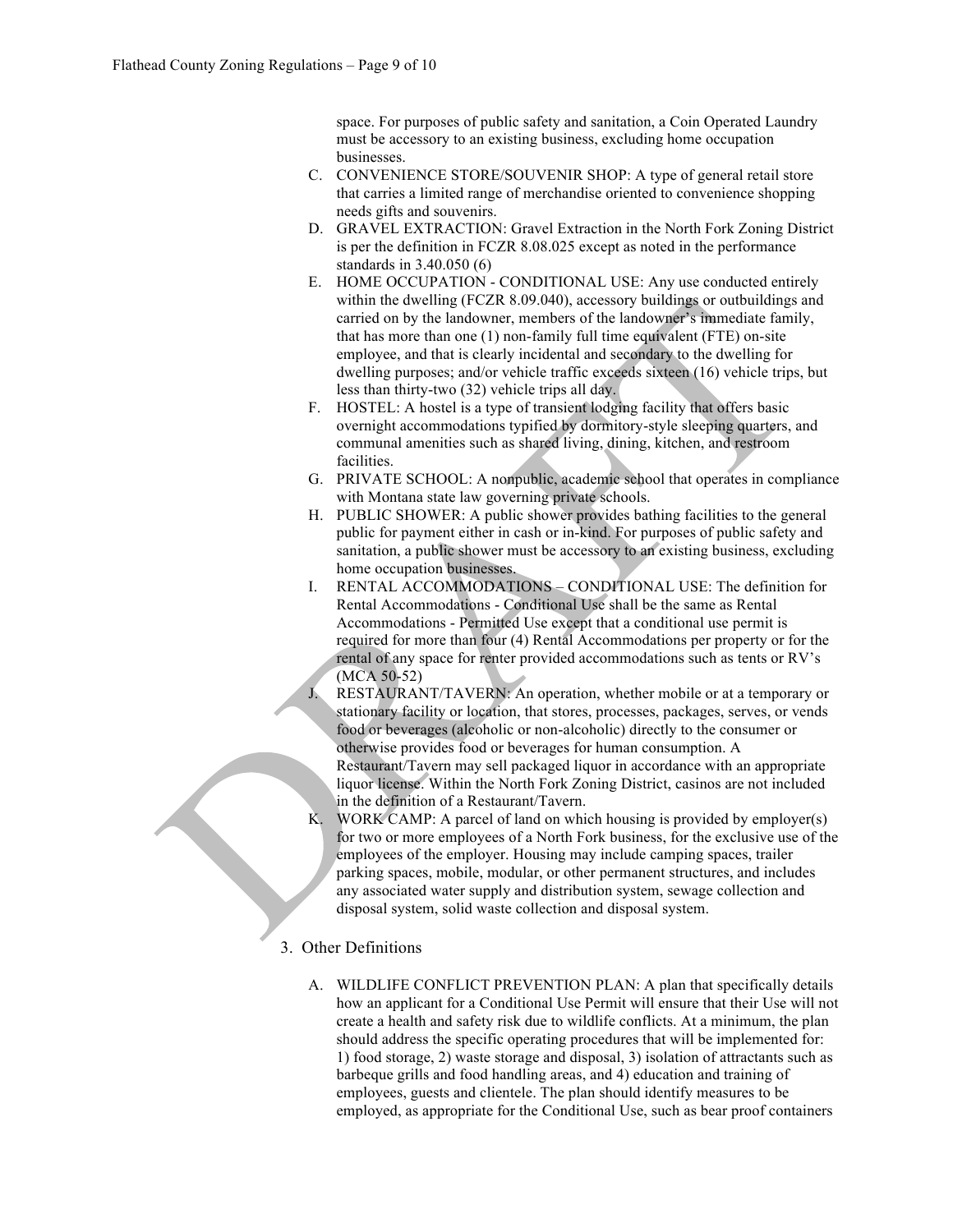space. For purposes of public safety and sanitation, a Coin Operated Laundry must be accessory to an existing business, excluding home occupation businesses.

C. CONVENIENCE STORE/SOUVENIR SHOP: A type of general retail store that carries a limited range of merchandise oriented to convenience shopping needs gifts and souvenirs.

D. GRAVEL EXTRACTION: Gravel Extraction in the North Fork Zoning District is per the definition in FCZR 8.08.025 except as noted in the performance standards in 3.40.050 (6)

E. HOME OCCUPATION - CONDITIONAL USE: Any use conducted entirely within the dwelling (FCZR 8.09.040), accessory buildings or outbuildings and carried on by the landowner, members of the landowner's immediate family, that has more than one (1) non-family full time equivalent (FTE) on-site employee, and that is clearly incidental and secondary to the dwelling for dwelling purposes; and/or vehicle traffic exceeds sixteen (16) vehicle trips, but less than thirty-two (32) vehicle trips all day.

F. HOSTEL: A hostel is a type of transient lodging facility that offers basic overnight accommodations typified by dormitory-style sleeping quarters, and communal amenities such as shared living, dining, kitchen, and restroom facilities.

G. PRIVATE SCHOOL: A nonpublic, academic school that operates in compliance with Montana state law governing private schools.

H. PUBLIC SHOWER: A public shower provides bathing facilities to the general public for payment either in cash or in-kind. For purposes of public safety and sanitation, a public shower must be accessory to an existing business, excluding home occupation businesses.

I. RENTAL ACCOMMODATIONS – CONDITIONAL USE: The definition for Rental Accommodations - Conditional Use shall be the same as Rental Accommodations - Permitted Use except that a conditional use permit is required for more than four (4) Rental Accommodations per property or for the rental of any space for renter provided accommodations such as tents or RV's (MCA 50-52)

J. RESTAURANT/TAVERN: An operation, whether mobile or at a temporary or stationary facility or location, that stores, processes, packages, serves, or vends food or beverages (alcoholic or non-alcoholic) directly to the consumer or otherwise provides food or beverages for human consumption. A Restaurant/Tavern may sell packaged liquor in accordance with an appropriate liquor license. Within the North Fork Zoning District, casinos are not included in the definition of a Restaurant/Tavern.

K. WORK CAMP: A parcel of land on which housing is provided by employer(s) for two or more employees of a North Fork business, for the exclusive use of the employees of the employer. Housing may include camping spaces, trailer parking spaces, mobile, modular, or other permanent structures, and includes any associated water supply and distribution system, sewage collection and disposal system, solid waste collection and disposal system.

3. Other Definitions

A. WILDLIFE CONFLICT PREVENTION PLAN: A plan that specifically details how an applicant for a Conditional Use Permit will ensure that their Use will not create a health and safety risk due to wildlife conflicts. At a minimum, the plan should address the specific operating procedures that will be implemented for: 1) food storage, 2) waste storage and disposal, 3) isolation of attractants such as barbeque grills and food handling areas, and 4) education and training of employees, guests and clientele. The plan should identify measures to be employed, as appropriate for the Conditional Use, such as bear proof containers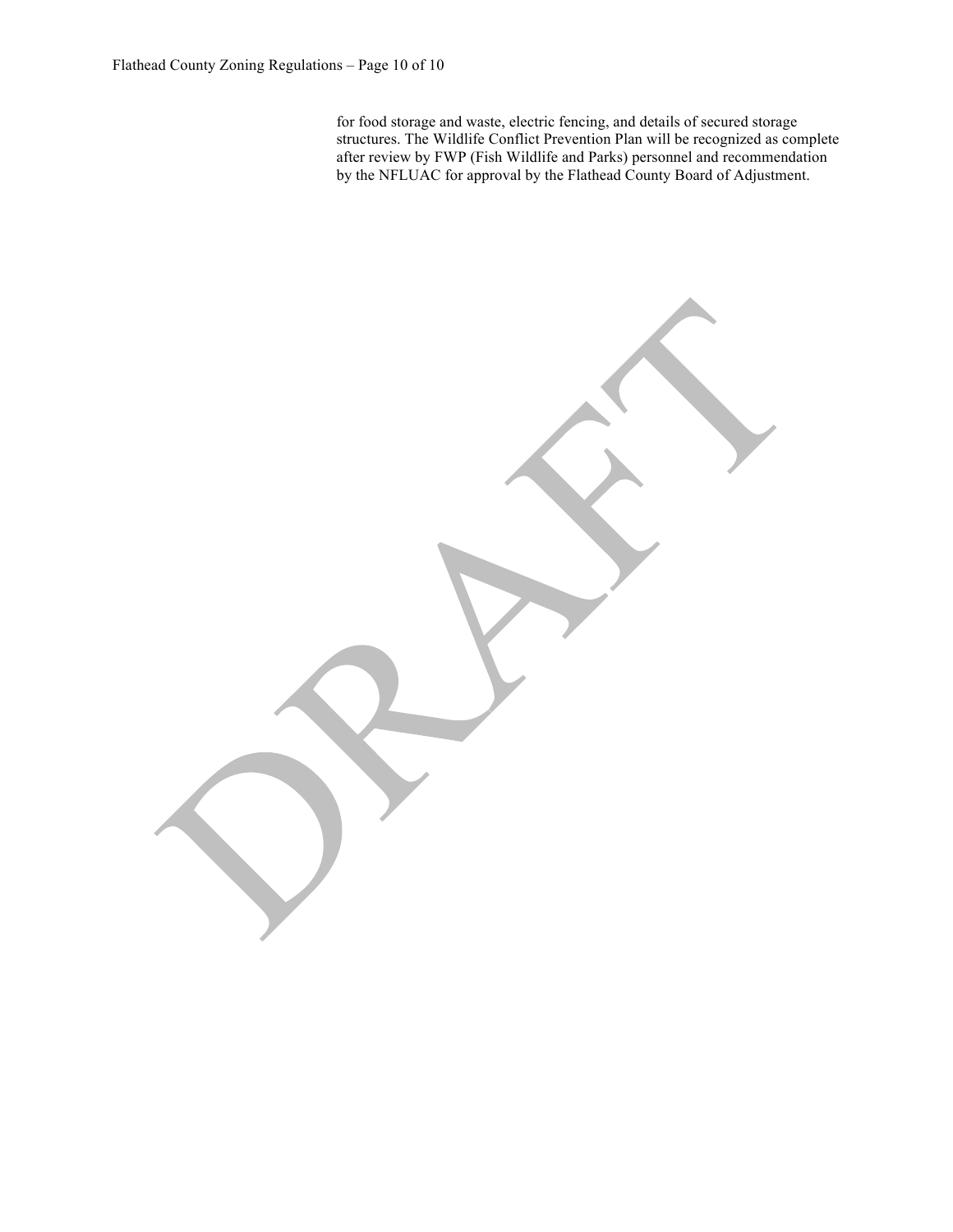for food storage and waste, electric fencing, and details of secured storage structures. The Wildlife Conflict Prevention Plan will be recognized as complete after review by FWP (Fish Wildlife and Parks) personnel and recommendation by the NFLUAC for approval by the Flathead County Board of Adjustment.